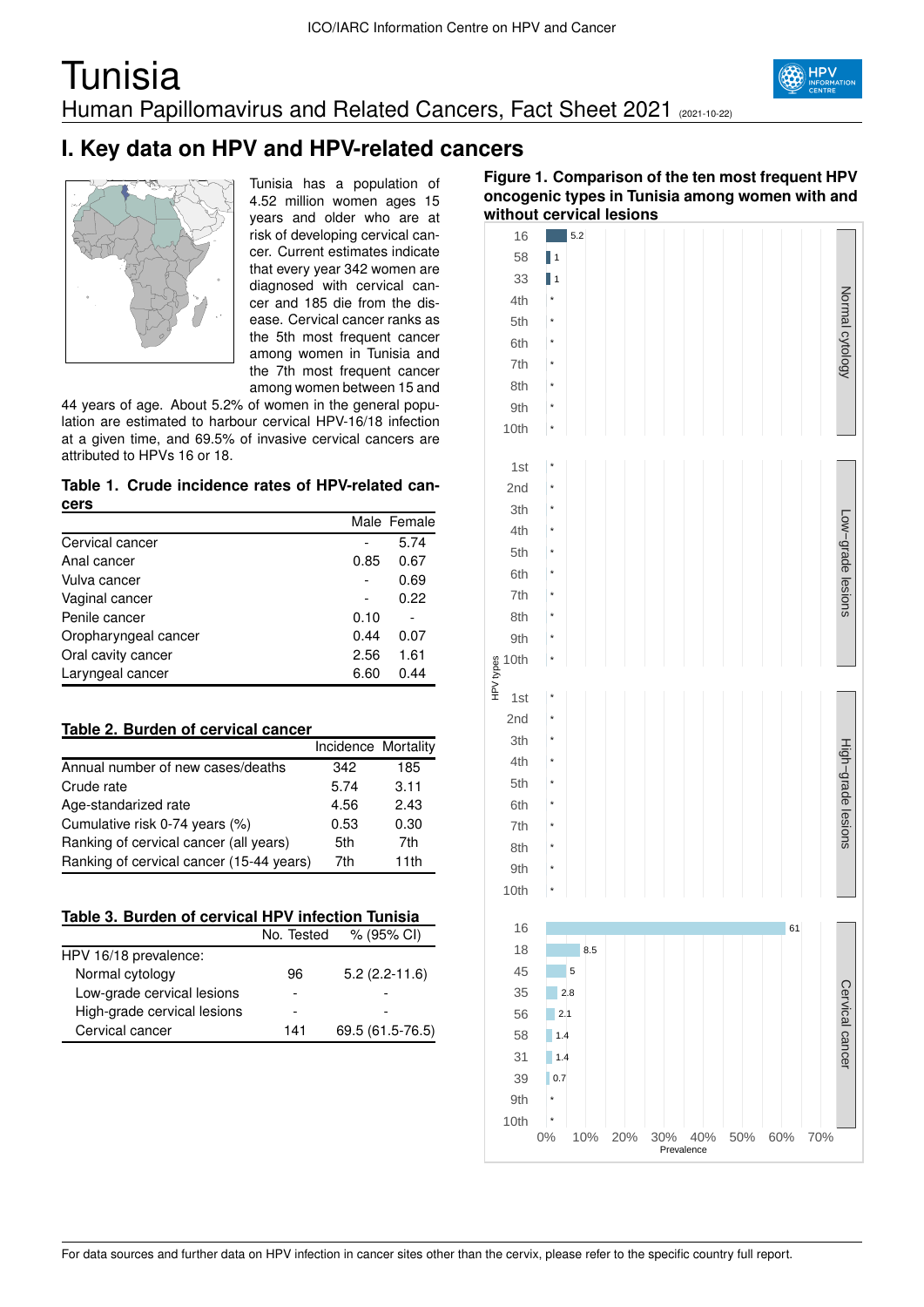# Tunisia

## Human Papillomavirus and Related Cancers, Fact Sheet 2021 (2021-10-22)

## I. Key data on HPV and HPV-related cancers

Tunisia has a population of 4.52 million women ages 15 years and older who are at risk of developing cervical cancer. Current estimates indicate that every year 342 women are diagnosed with cervical cancer and 185 die from the disease. Cervical cancer ranks as the 5th most frequent cancer among women in Tunisia and the 7th most frequent cancer among women between 15 and 44 years of age. About 5.2% of women in the general population are estimated to harbour cervical HPV-16/18 infection at a given time, and 69.5% of invasive cervical cancers are attributed to HPVs 16 or 18.

**Table 1. Crude incidence rates of HPV-related cancers**

| | Male | Female |
|---|---|---|
| Cervical cancer | - | 5.74 |
| Anal cancer | 0.85 | 0.67 |
| Vulva cancer | - | 0.69 |
| Vaginal cancer | - | 0.22 |
| Penile cancer | 0.10 | - |
| Oropharyngeal cancer | 0.44 | 0.07 |
| Oral cavity cancer | 2.56 | 1.61 |
| Laryngeal cancer | 6.60 | 0.44 |

**Table 2. Burden of cervical cancer**

| | Incidence | Mortality |
|---|---|---|
| Annual number of new cases/deaths | 342 | 185 |
| Crude rate | 5.74 | 3.11 |
| Age-standarized rate | 4.56 | 2.43 |
| Cumulative risk 0-74 years (%) | 0.53 | 0.30 |
| Ranking of cervical cancer (all years) | 5th | 7th |
| Ranking of cervical cancer (15-44 years) | 7th | 11th |

**Table 3. Burden of cervical HPV infection Tunisia**

| | No. Tested | % (95% CI) |
|---|---|---|
| HPV 16/18 prevalence: | | |
| Normal cytology | 96 | 5.2 (2.2-11.6) |
| Low-grade cervical lesions | - | - |
| High-grade cervical lesions | - | - |
| Cervical cancer | 141 | 69.5 (61.5-76.5) |

**Figure 1. Comparison of the ten most frequent HPV oncogenic types in Tunisia among women with and without cervical lesions**

| Group | HPV type | Prevalence (%) |
|---|---|---|
| Normal cytology | 16 | 5.2 |
| | 58 | 1 |
| | 33 | 1 |
| | 4th–10th | * |
| Low-grade lesions | 1st–10th | * |
| High-grade lesions | 1st–10th | * |
| Cervical cancer | 16 | 61 |
| | 18 | 8.5 |
| | 45 | 5 |
| | 35 | 2.8 |
| | 56 | 2.1 |
| | 58 | 1.4 |
| | 31 | 1.4 |
| | 39 | 0.7 |
| | 9th–10th | * |

For data sources and further data on HPV infection in cancer sites other than the cervix, please refer to the specific country full report.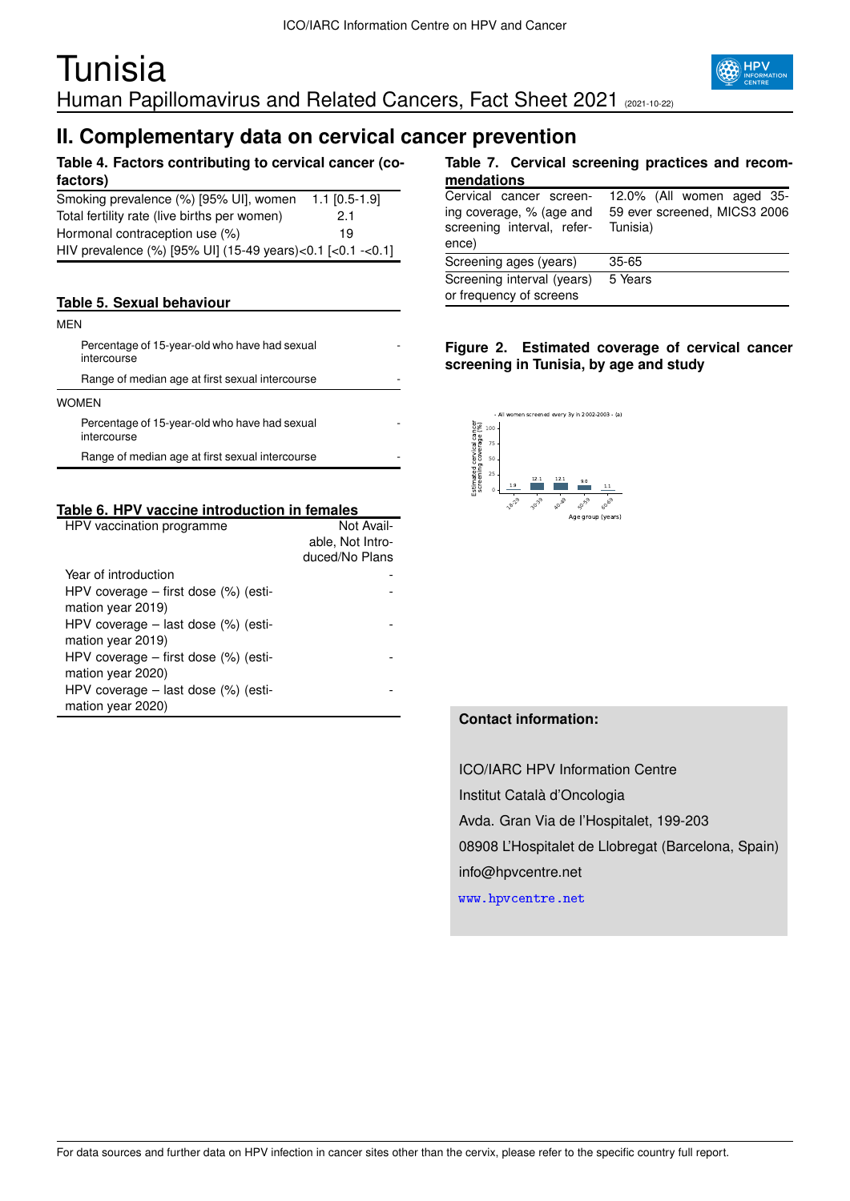# Tunisia

Human Papillomavirus and Related Cancers, Fact Sheet 2021 (2021-10-22)

## II. Complementary data on cervical cancer prevention

**Table 4. Factors contributing to cervical cancer (cofactors)**

| | |
|---|---|
| Smoking prevalence (%) [95% UI], women | 1.1 [0.5-1.9] |
| Total fertility rate (live births per women) | 2.1 |
| Hormonal contraception use (%) | 19 |
| HIV prevalence (%) [95% UI] (15-49 years) | <0.1 [<0.1 -<0.1] |

**Table 5. Sexual behaviour**

| | |
|---|---|
| MEN | |
| Percentage of 15-year-old who have had sexual intercourse | - |
| Range of median age at first sexual intercourse | - |
| WOMEN | |
| Percentage of 15-year-old who have had sexual intercourse | - |
| Range of median age at first sexual intercourse | - |

**Table 6. HPV vaccine introduction in females**

| | |
|---|---|
| HPV vaccination programme | Not Available, Not Introduced/No Plans |
| Year of introduction | - |
| HPV coverage – first dose (%) (estimation year 2019) | - |
| HPV coverage – last dose (%) (estimation year 2019) | - |
| HPV coverage – first dose (%) (estimation year 2020) | - |
| HPV coverage – last dose (%) (estimation year 2020) | - |

**Table 7. Cervical screening practices and recommendations**

| | |
|---|---|
| Cervical cancer screening coverage, % (age and screening interval, reference) | 12.0% (All women aged 35-59 ever screened, MICS3 2006 Tunisia) |
| Screening ages (years) | 35-65 |
| Screening interval (years) or frequency of screens | 5 Years |

**Figure 2. Estimated coverage of cervical cancer screening in Tunisia, by age and study**

- All women screened every 3y in 2002-2003 - (a)

Estimated cervical cancer screening coverage (%)

100
75
50
25
0

1.9
12.1
12.1
9.0
1.1

18-29
30-39
40-49
50-59
60-69

Age group (years)

**Contact information:**

ICO/IARC HPV Information Centre
Institut Català d'Oncologia
Avda. Gran Via de l'Hospitalet, 199-203
08908 L'Hospitalet de Llobregat (Barcelona, Spain)
info@hpvcentre.net
www.hpvcentre.net

For data sources and further data on HPV infection in cancer sites other than the cervix, please refer to the specific country full report.